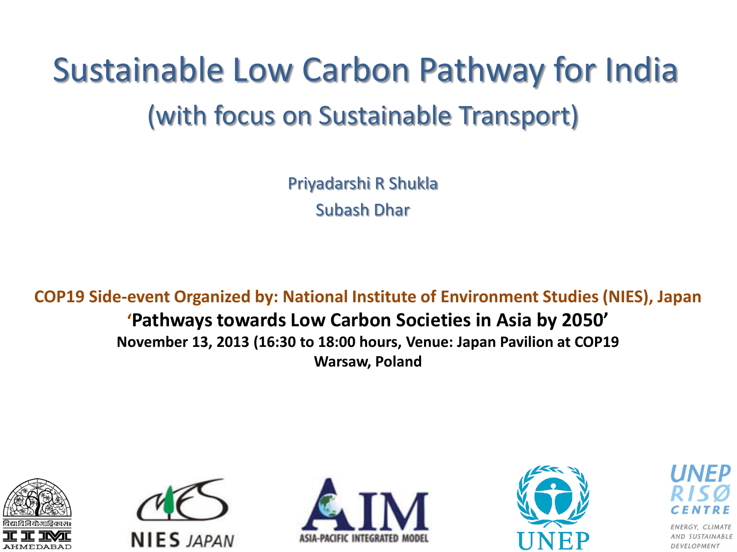# Sustainable Low Carbon Pathway for India

## (with focus on Sustainable Transport)

Priyadarshi R Shukla

Subash Dhar

**COP19 Side-event Organized by: National Institute of Environment Studies (NIES), Japan**

**'Pathways towards Low Carbon Societies in Asia by 2050'**

**November 13, 2013 (16:30 to 18:00 hours, Venue: Japan Pavilion at COP19**

**Warsaw, Poland**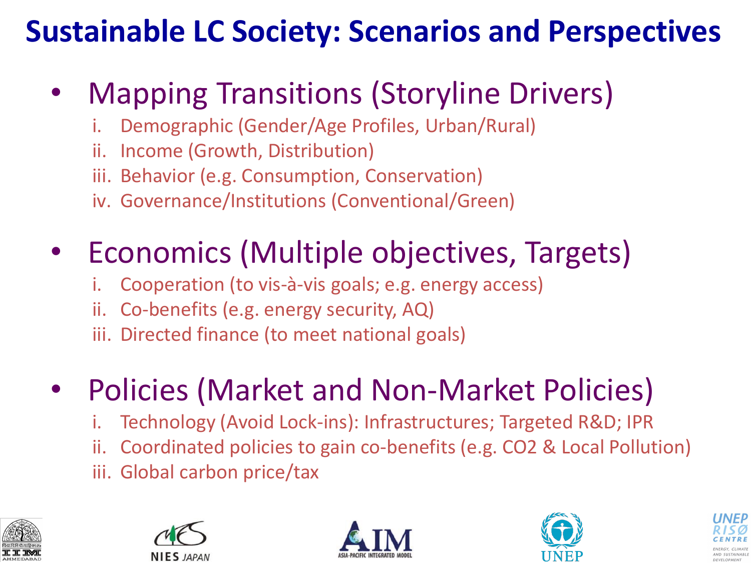# Sustainable LC Society: Scenarios and Perspectives

- Mapping Transitions (Storyline Drivers)
  i. Demographic (Gender/Age Profiles, Urban/Rural)
  ii. Income (Growth, Distribution)
  iii. Behavior (e.g. Consumption, Conservation)
  iv. Governance/Institutions (Conventional/Green)

- Economics (Multiple objectives, Targets)
  i. Cooperation (to vis-à-vis goals; e.g. energy access)
  ii. Co-benefits (e.g. energy security, AQ)
  iii. Directed finance (to meet national goals)

- Policies (Market and Non-Market Policies)
  i. Technology (Avoid Lock-ins): Infrastructures; Targeted R&D; IPR
  ii. Coordinated policies to gain co-benefits (e.g. $CO_2$ & Local Pollution)
  iii. Global carbon price/tax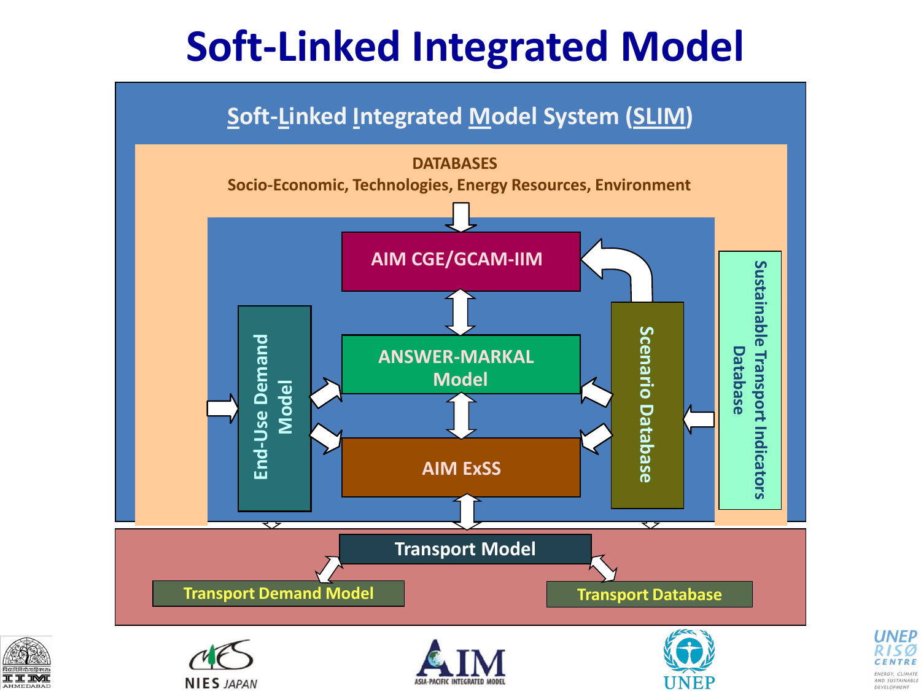# Soft-Linked Integrated Model

## Soft-Linked Integrated Model System (SLIM)

**DATABASES**
**Socio-Economic, Technologies, Energy Resources, Environment**

AIM CGE/GCAM-IIM

ANSWER-MARKAL Model

AIM ExSS

End-Use Demand Model

Scenario Database

Sustainable Transport Indicators Database

Transport Model

Transport Demand Model

Transport Database

NIES JAPAN

AIM ASIA-PACIFIC INTEGRATED MODEL

UNEP

UNEP RISØ CENTRE
ENERGY, CLIMATE AND SUSTAINABLE DEVELOPMENT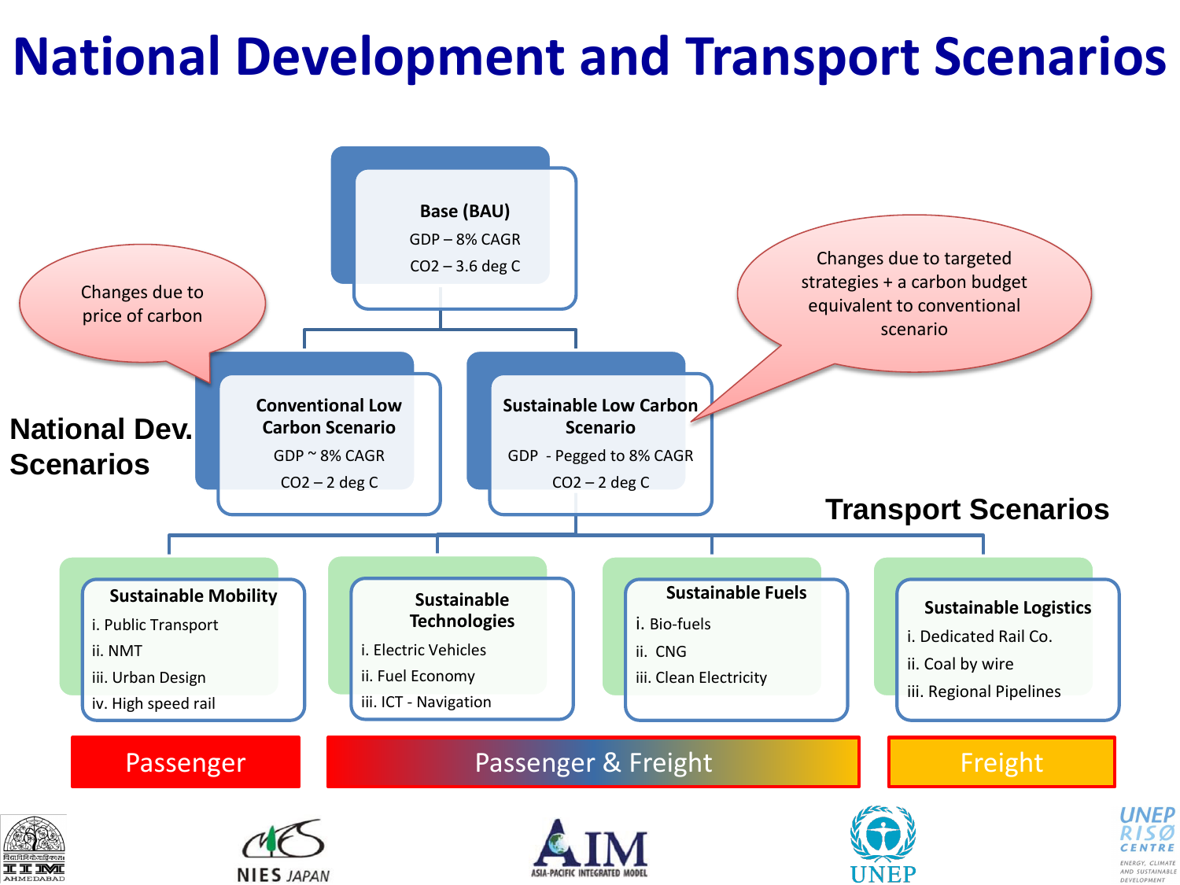# National Development and Transport Scenarios

**Base (BAU)**
GDP – 8% CAGR
$CO_2$ – 3.6 deg C

Changes due to price of carbon

Changes due to targeted strategies + a carbon budget equivalent to conventional scenario

## National Dev. Scenarios

**Conventional Low Carbon Scenario**
GDP ~ 8% CAGR
$CO_2$ – 2 deg C

**Sustainable Low Carbon Scenario**
GDP - Pegged to 8% CAGR
$CO_2$ – 2 deg C

## Transport Scenarios

**Sustainable Mobility**
- i. Public Transport
- ii. NMT
- iii. Urban Design
- iv. High speed rail

**Sustainable Technologies**
- i. Electric Vehicles
- ii. Fuel Economy
- iii. ICT - Navigation

**Sustainable Fuels**
- i. Bio-fuels
- ii. CNG
- iii. Clean Electricity

**Sustainable Logistics**
- i. Dedicated Rail Co.
- ii. Coal by wire
- iii. Regional Pipelines

Passenger | Passenger & Freight | Freight

IIM AHMEDABAD | NIES JAPAN | AIM ASIA-PACIFIC INTEGRATED MODEL | UNEP | UNEP RISØ CENTRE ENERGY, CLIMATE AND SUSTAINABLE DEVELOPMENT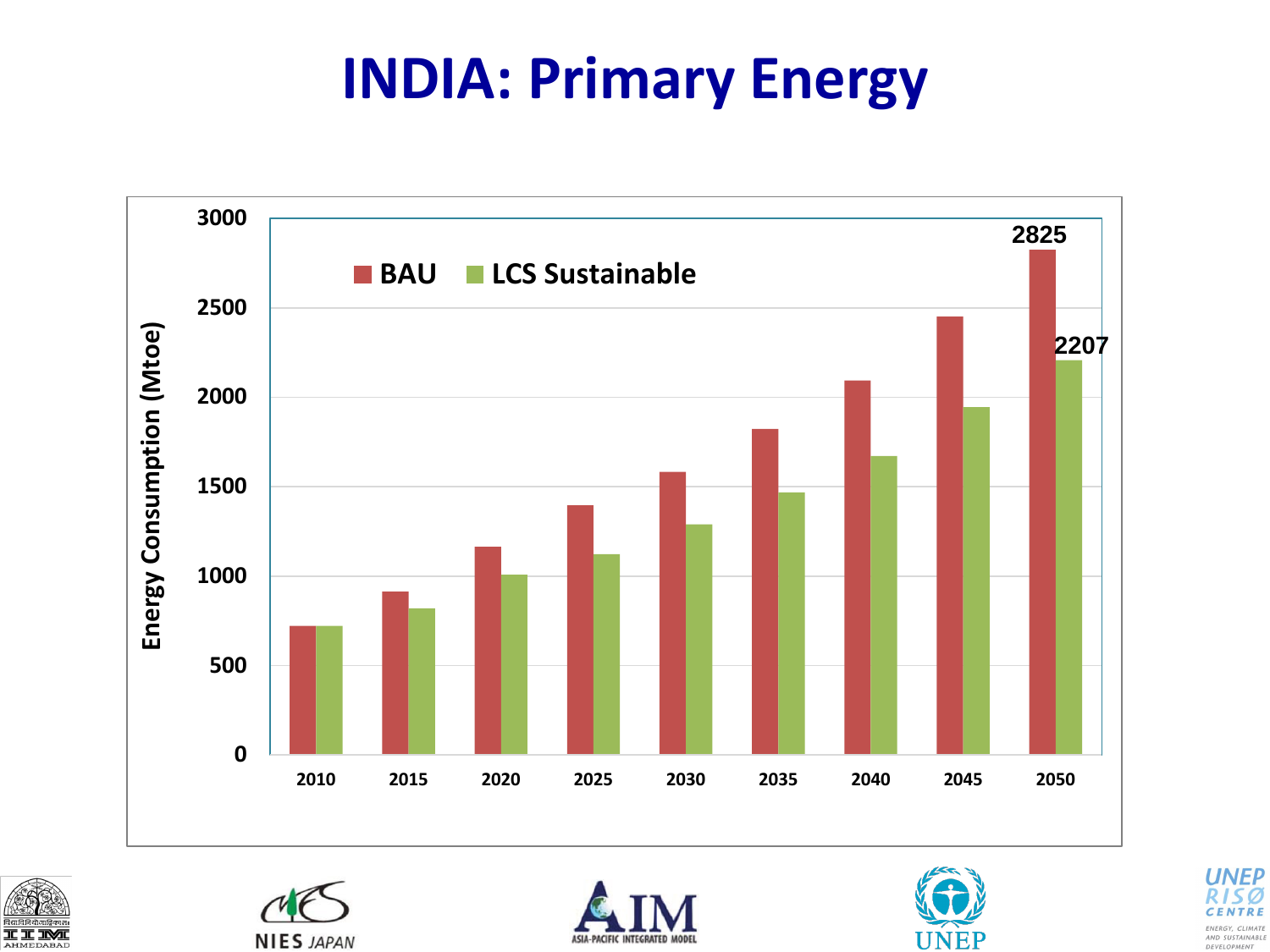# INDIA: Primary Energy

Energy Consumption (Mtoe)

■ BAU ■ LCS Sustainable

| Year | BAU | LCS Sustainable |
|---|---|---|
| 2010 | | |
| 2015 | | |
| 2020 | | |
| 2025 | | |
| 2030 | | |
| 2035 | | |
| 2040 | | |
| 2045 | | |
| 2050 | 2825 | 2207 |

NIES JAPAN

ASIA-PACIFIC INTEGRATED MODEL

UNEP

UNEP RISØ CENTRE

ENERGY, CLIMATE AND SUSTAINABLE DEVELOPMENT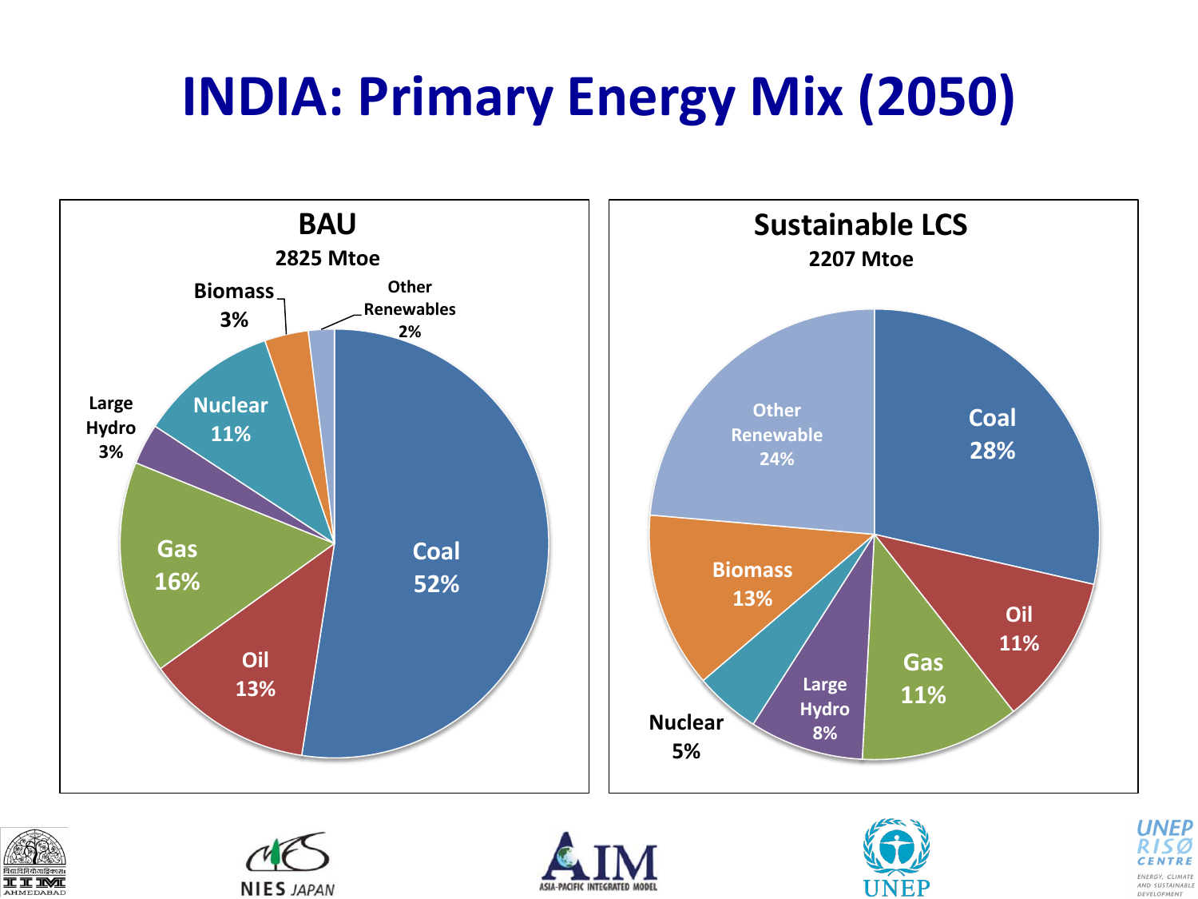# INDIA: Primary Energy Mix (2050)

### BAU
**2825 Mtoe**

| Source | Share |
| --- | --- |
| Coal | 52% |
| Oil | 13% |
| Gas | 16% |
| Large Hydro | 3% |
| Nuclear | 11% |
| Biomass | 3% |
| Other Renewables | 2% |

### Sustainable LCS
**2207 Mtoe**

| Source | Share |
| --- | --- |
| Coal | 28% |
| Oil | 11% |
| Gas | 11% |
| Large Hydro | 8% |
| Nuclear | 5% |
| Biomass | 13% |
| Other Renewable | 24% |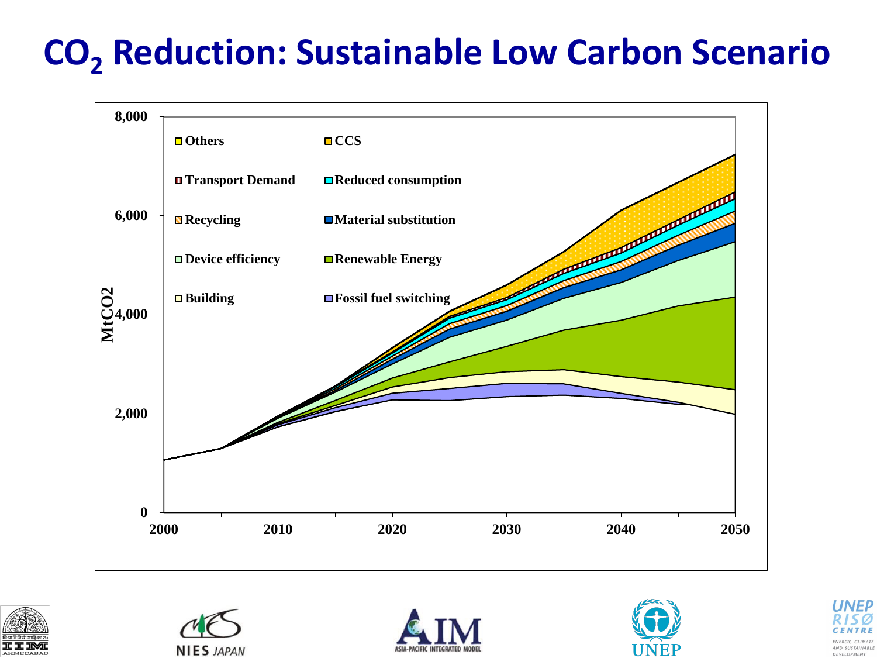# $CO_2$ Reduction: Sustainable Low Carbon Scenario

MtCO2

8,000

6,000

4,000

2,000

0

2000 2010 2020 2030 2040 2050

- Others
- CCS
- Transport Demand
- Reduced consumption
- Recycling
- Material substitution
- Device efficiency
- Renewable Energy
- Building
- Fossil fuel switching

IIM AHMEDABAD

NIES JAPAN

AIM ASIA-PACIFIC INTEGRATED MODEL

UNEP

UNEP RISØ CENTRE ENERGY, CLIMATE AND SUSTAINABLE DEVELOPMENT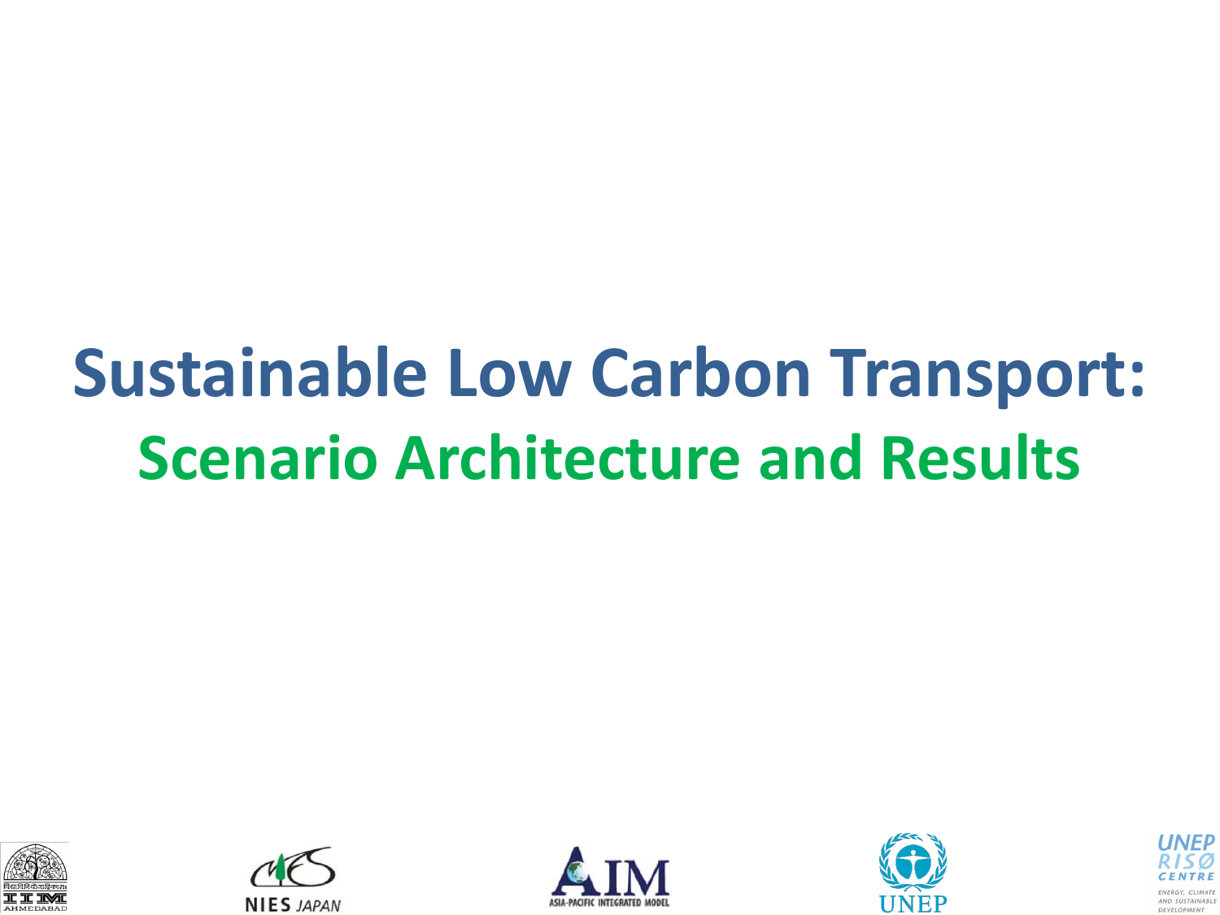# Sustainable Low Carbon Transport:

## Scenario Architecture and Results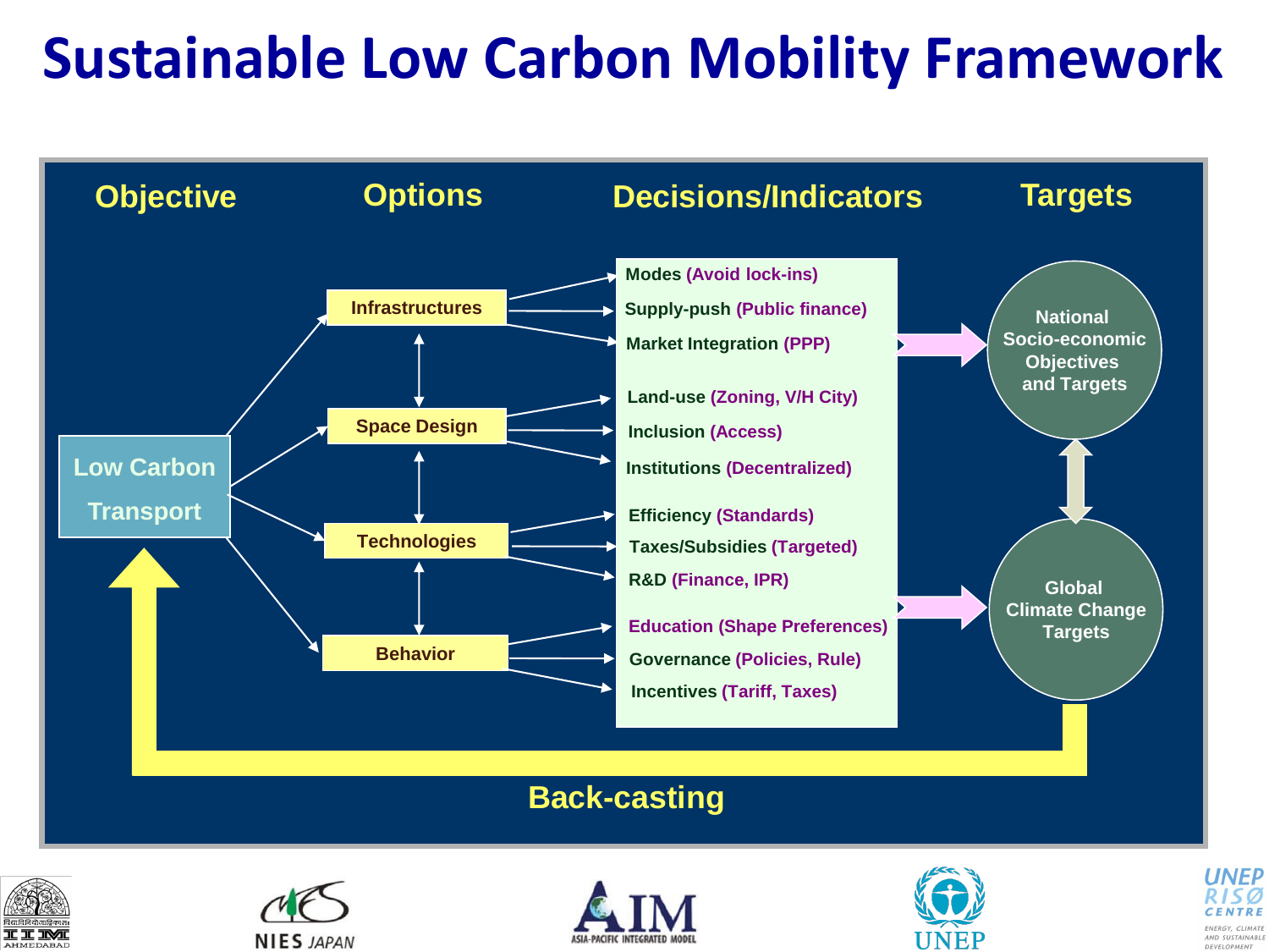# Sustainable Low Carbon Mobility Framework

| Objective | Options | Decisions/Indicators | Targets |
|---|---|---|---|
| Low Carbon Transport | Infrastructures | Modes (Avoid lock-ins) | National Socio-economic Objectives and Targets |
| | | Supply-push (Public finance) | |
| | | Market Integration (PPP) | |
| | Space Design | Land-use (Zoning, V/H City) | |
| | | Inclusion (Access) | |
| | | Institutions (Decentralized) | |
| | Technologies | Efficiency (Standards) | Global Climate Change Targets |
| | | Taxes/Subsidies (Targeted) | |
| | | R&D (Finance, IPR) | |
| | Behavior | Education (Shape Preferences) | |
| | | Governance (Policies, Rule) | |
| | | Incentives (Tariff, Taxes) | |

Back-casting

IIM AHMEDABAD · NIES JAPAN · AIM ASIA-PACIFIC INTEGRATED MODEL · UNEP · UNEP RISØ CENTRE ENERGY, CLIMATE AND SUSTAINABLE DEVELOPMENT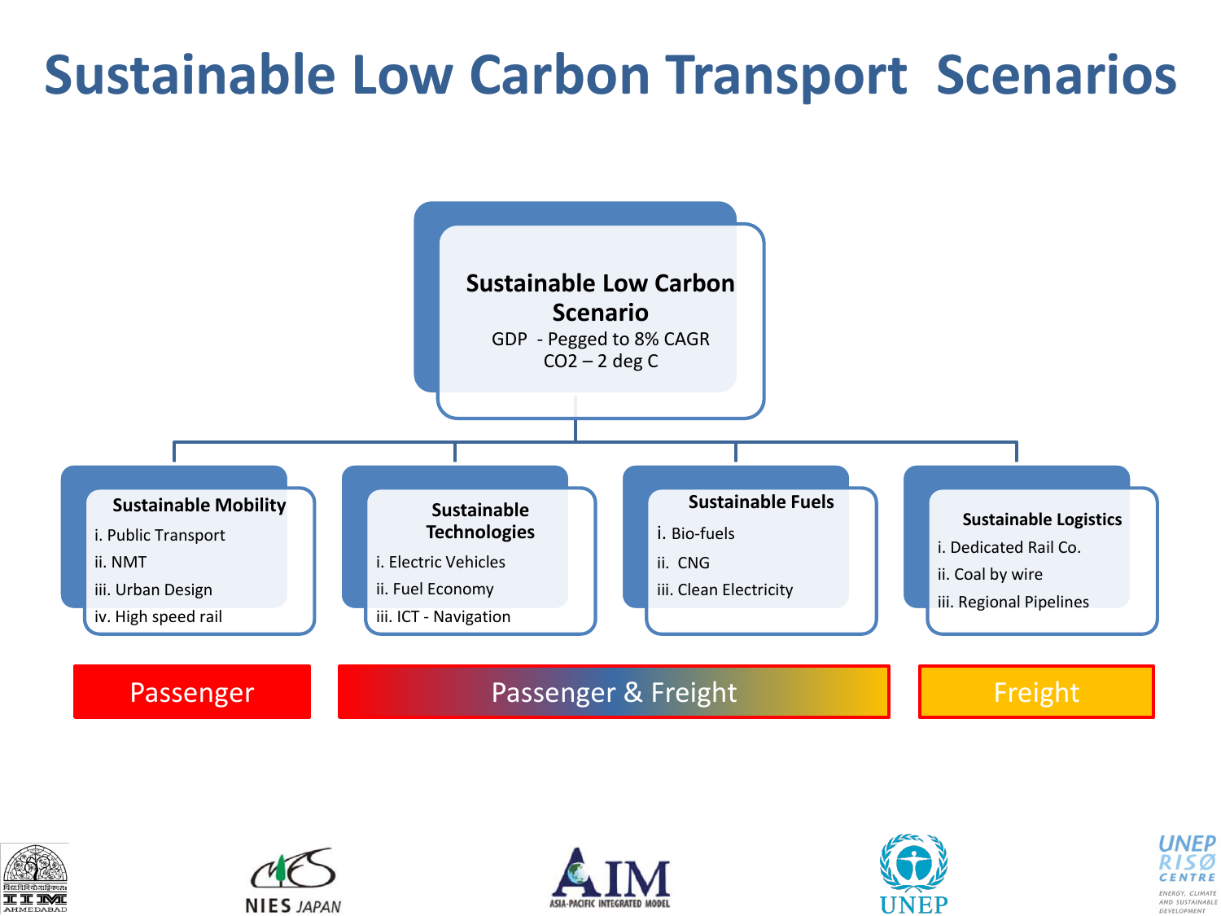# Sustainable Low Carbon Transport Scenarios

**Sustainable Low Carbon Scenario**

GDP - Pegged to 8% CAGR

$CO_2$ – 2 deg C

**Sustainable Mobility**

i. Public Transport
ii. NMT
iii. Urban Design
iv. High speed rail

**Sustainable Technologies**

i. Electric Vehicles
ii. Fuel Economy
iii. ICT - Navigation

**Sustainable Fuels**

i. Bio-fuels
ii. CNG
iii. Clean Electricity

**Sustainable Logistics**

i. Dedicated Rail Co.
ii. Coal by wire
iii. Regional Pipelines

Passenger | Passenger & Freight | Freight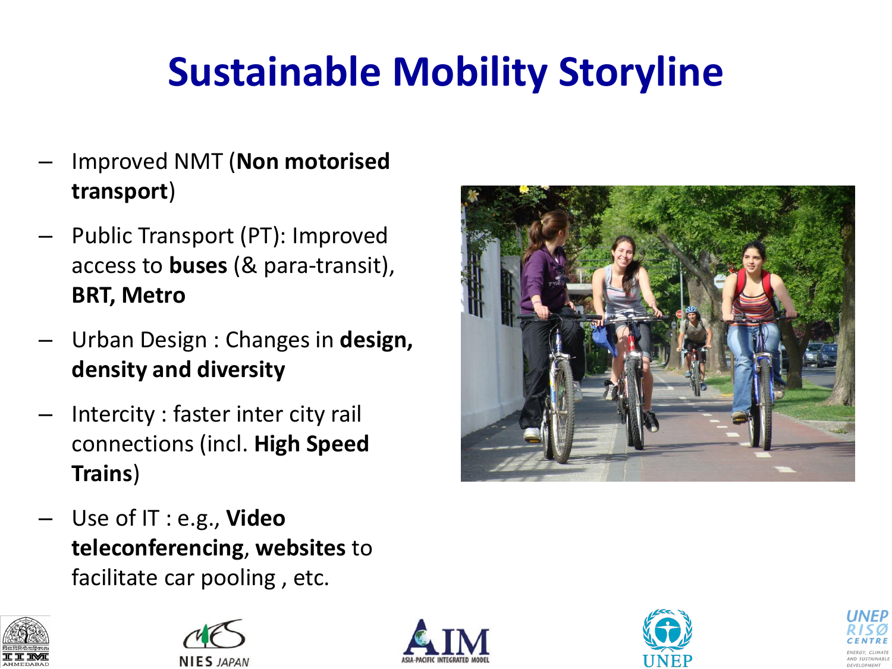# Sustainable Mobility Storyline

- Improved NMT (**Non motorised transport**)
- Public Transport (PT): Improved access to **buses** (& para-transit), **BRT, Metro**
- Urban Design : Changes in **design, density and diversity**
- Intercity : faster inter city rail connections (incl. **High Speed Trains**)
- Use of IT : e.g., **Video teleconferencing**, **websites** to facilitate car pooling , etc.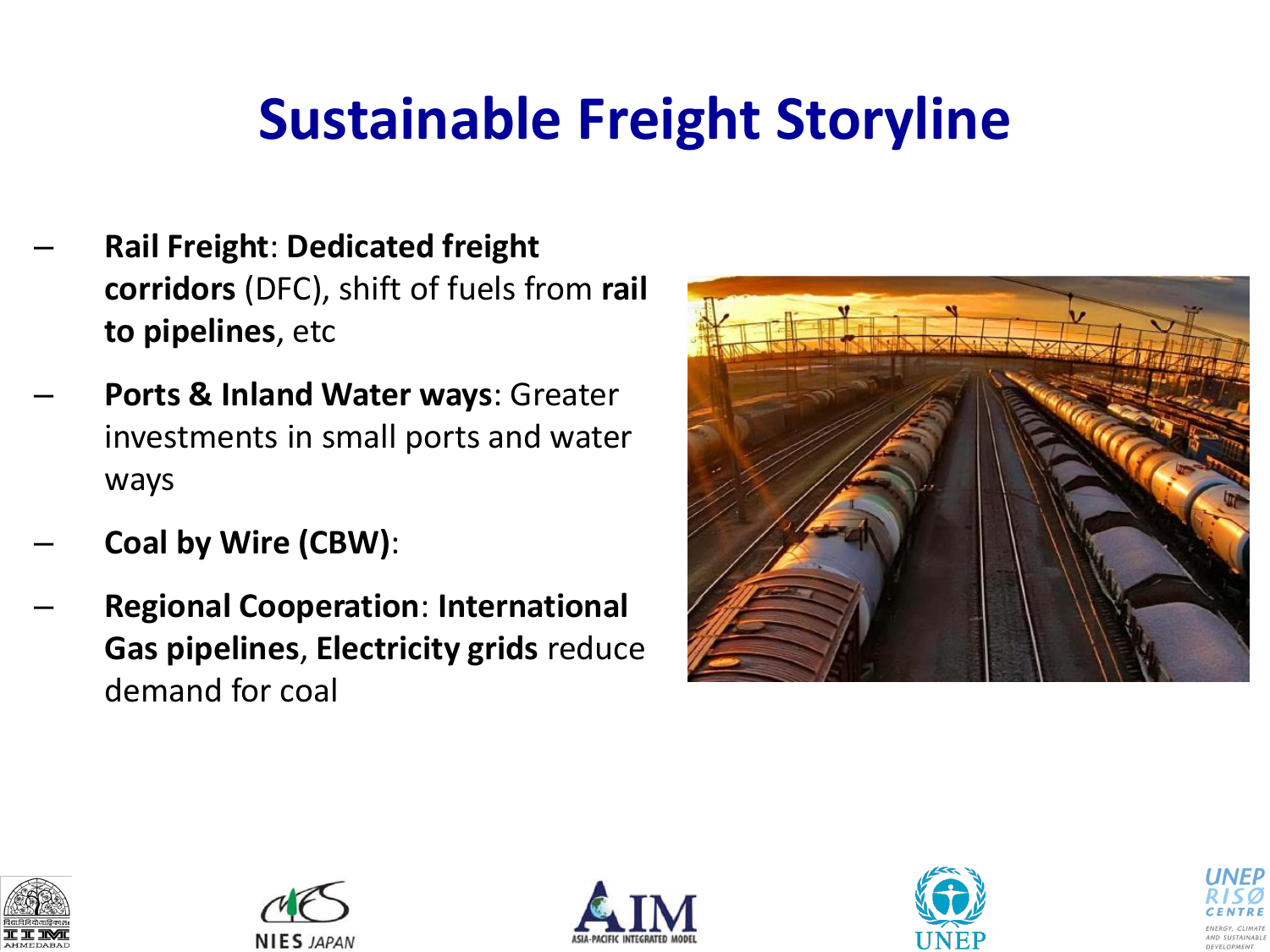# Sustainable Freight Storyline

- **Rail Freight**: **Dedicated freight corridors** (DFC), shift of fuels from **rail to pipelines**, etc
- **Ports & Inland Water ways**: Greater investments in small ports and water ways
- **Coal by Wire (CBW)**:
- **Regional Cooperation**: **International Gas pipelines**, **Electricity grids** reduce demand for coal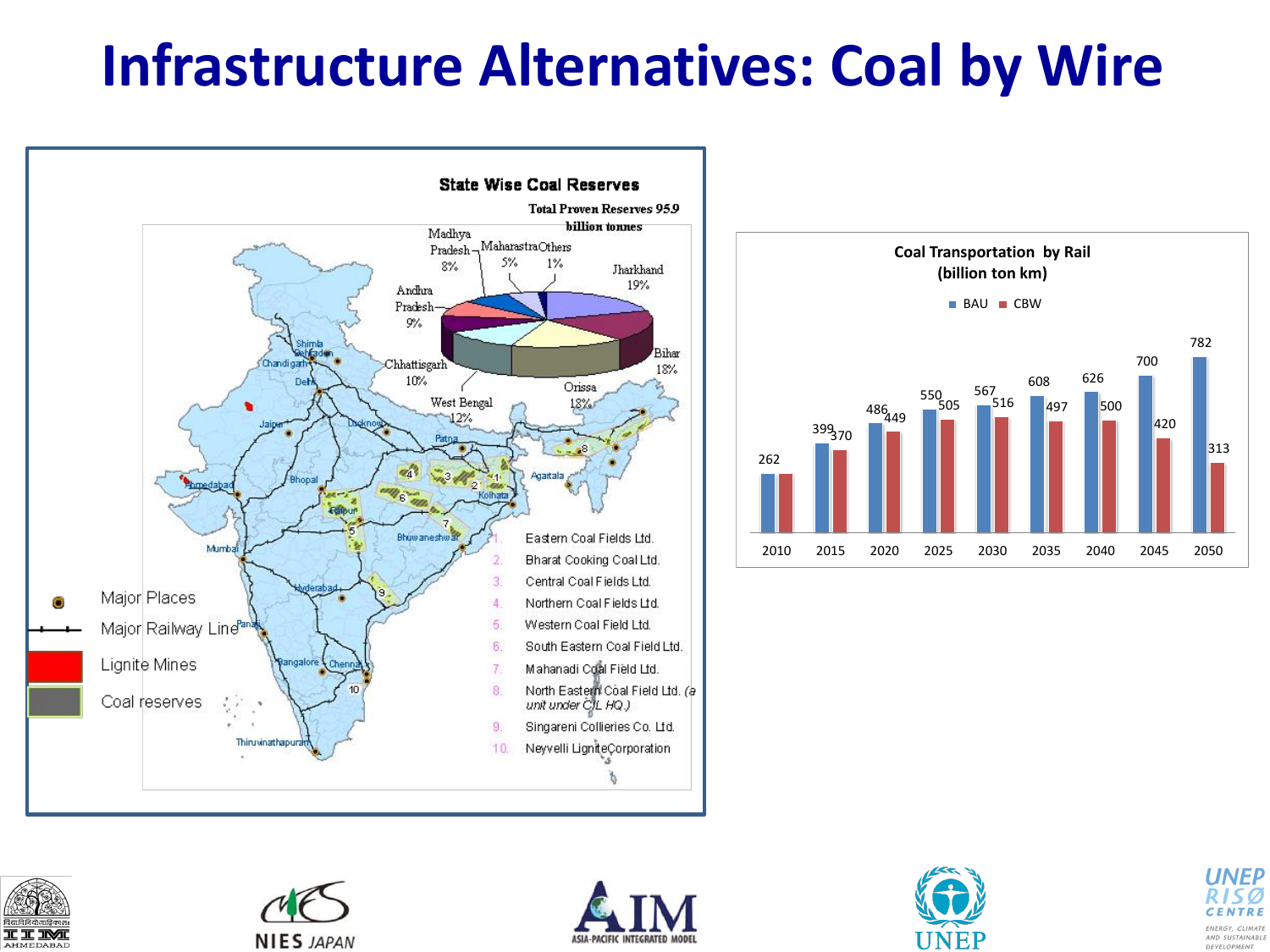# Infrastructure Alternatives: Coal by Wire

**State Wise Coal Reserves**

Total Proven Reserves 95.9 billion tonnes

- Jharkhand 19%
- Bihar 18%
- Orissa 18%
- West Bengal 12%
- Chhattisgarh 10%
- Andhra Pradesh 9%
- Madhya Pradesh 8%
- Maharashtra 5%
- Others 1%

Legend:
- Major Places
- Major Railway Line
- Lignite Mines
- Coal reserves

1. Eastern Coal Fields Ltd.
2. Bharat Cooking Coal Ltd.
3. Central Coal Fields Ltd.
4. Northern Coal Fields Ltd.
5. Western Coal Field Ltd.
6. South Eastern Coal Field Ltd.
7. Mahanadi Coal Field Ltd.
8. North Eastern Coal Field Ltd. (a unit under CIL HQ.)
9. Singareni Collieries Co. Ltd.
10. Neyvelli Lignite Corporation

**Coal Transportation by Rail (billion ton km)**

| Year | BAU | CBW |
|---|---|---|
| 2010 | 262 | 262 |
| 2015 | 399 | 370 |
| 2020 | 486 | 449 |
| 2025 | 550 | 505 |
| 2030 | 567 | 516 |
| 2035 | 608 | 497 |
| 2040 | 626 | 500 |
| 2045 | 700 | 420 |
| 2050 | 782 | 313 |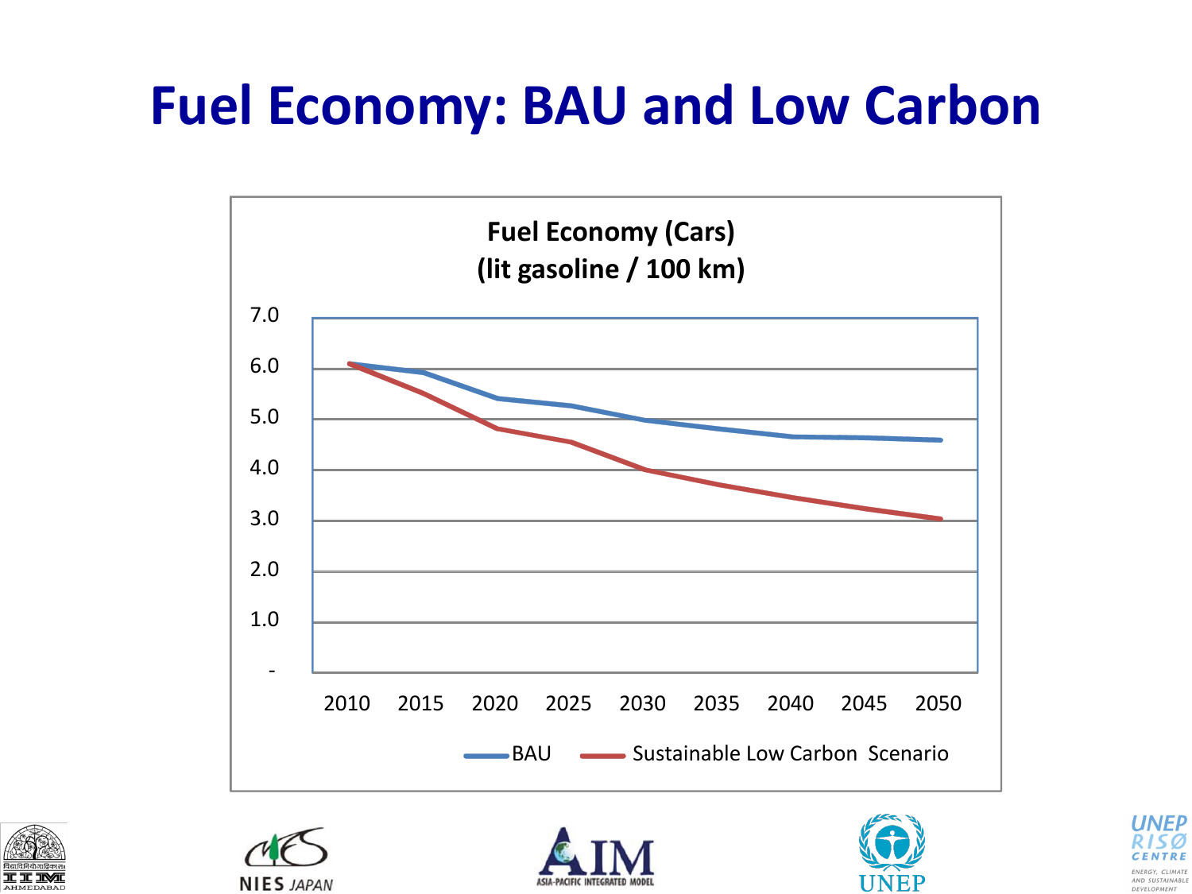# Fuel Economy: BAU and Low Carbon

**Fuel Economy (Cars)**
**(lit gasoline / 100 km)**

7.0
6.0
5.0
4.0
3.0
2.0
1.0
-

2010 2015 2020 2025 2030 2035 2040 2045 2050

BAU — Sustainable Low Carbon Scenario

NIES JAPAN

ASIA-PACIFIC INTEGRATED MODEL

UNEP

UNEP RISØ CENTRE
ENERGY, CLIMATE AND SUSTAINABLE DEVELOPMENT

IIM AHMEDABAD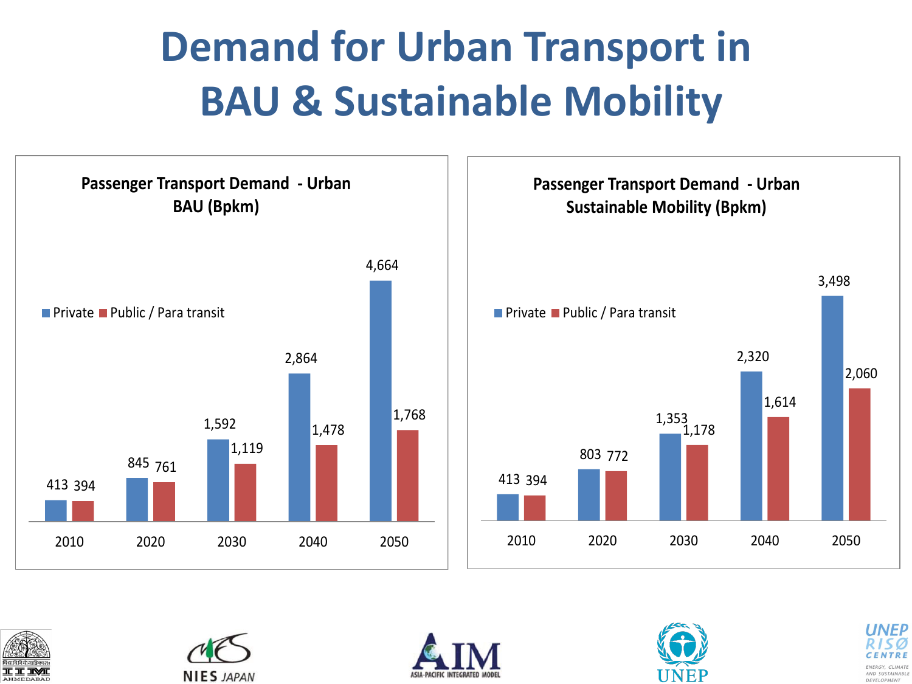# Demand for Urban Transport in BAU & Sustainable Mobility

**Passenger Transport Demand - Urban BAU (Bpkm)**

| Year | Private | Public / Para transit |
|---|---|---|
| 2010 | 413 | 394 |
| 2020 | 845 | 761 |
| 2030 | 1,592 | 1,119 |
| 2040 | 2,864 | 1,478 |
| 2050 | 4,664 | 1,768 |

**Passenger Transport Demand - Urban Sustainable Mobility (Bpkm)**

| Year | Private | Public / Para transit |
|---|---|---|
| 2010 | 413 | 394 |
| 2020 | 803 | 772 |
| 2030 | 1,353 | 1,178 |
| 2040 | 2,320 | 1,614 |
| 2050 | 3,498 | 2,060 |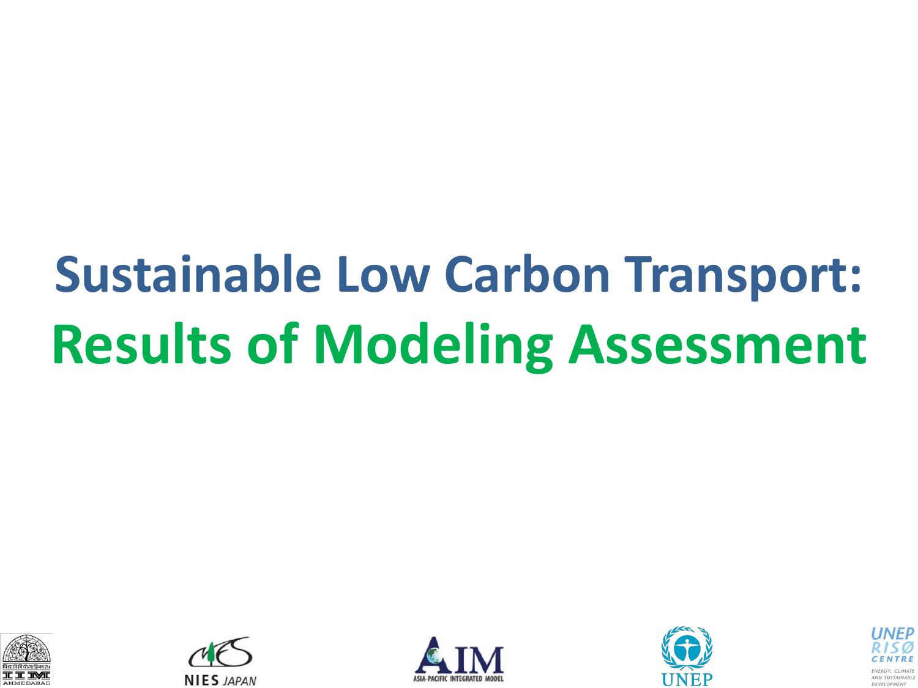# Sustainable Low Carbon Transport: Results of Modeling Assessment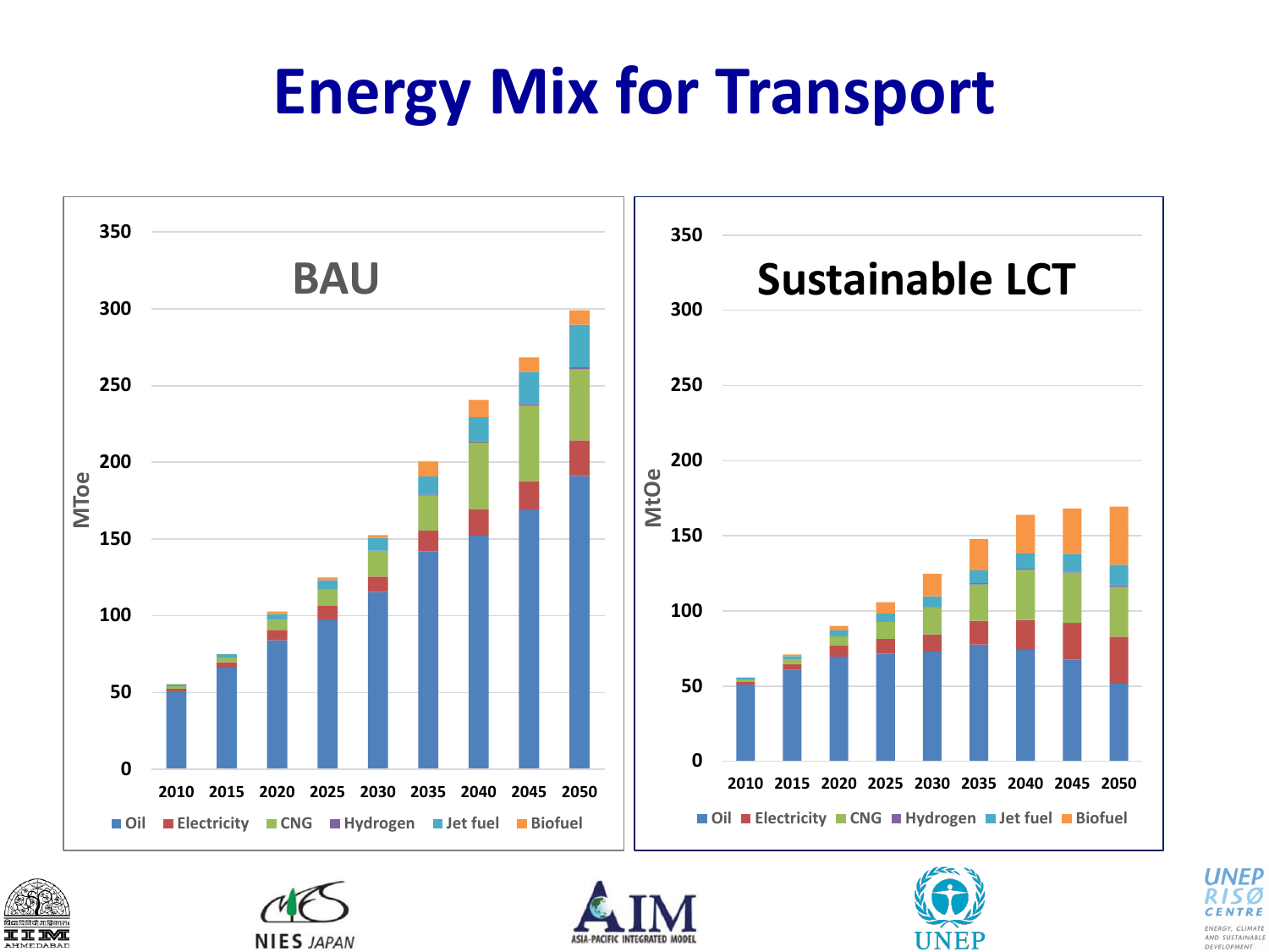# Energy Mix for Transport

**BAU**

MToe

350, 300, 250, 200, 150, 100, 50, 0

2010, 2015, 2020, 2025, 2030, 2035, 2040, 2045, 2050

Oil, Electricity, CNG, Hydrogen, Jet fuel, Biofuel

**Sustainable LCT**

MtOe

350, 300, 250, 200, 150, 100, 50, 0

2010, 2015, 2020, 2025, 2030, 2035, 2040, 2045, 2050

Oil, Electricity, CNG, Hydrogen, Jet fuel, Biofuel

IIM AHMEDABAD | NIES JAPAN | AIM ASIA-PACIFIC INTEGRATED MODEL | UNEP | UNEP RISØ CENTRE ENERGY, CLIMATE AND SUSTAINABLE DEVELOPMENT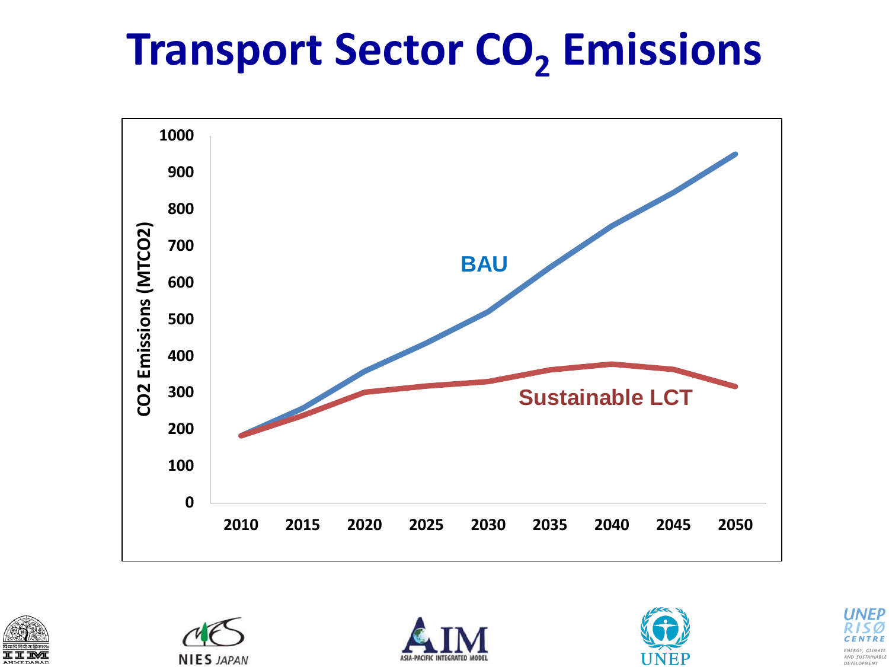# Transport Sector $CO_2$ Emissions

CO2 Emissions (MTCO2)

1000
900
800
700
600
500
400
300
200
100
0

2010 2015 2020 2025 2030 2035 2040 2045 2050

BAU

Sustainable LCT

NIES JAPAN

ASIA-PACIFIC INTEGRATED MODEL

UNEP

UNEP RISØ CENTRE

ENERGY, CLIMATE AND SUSTAINABLE DEVELOPMENT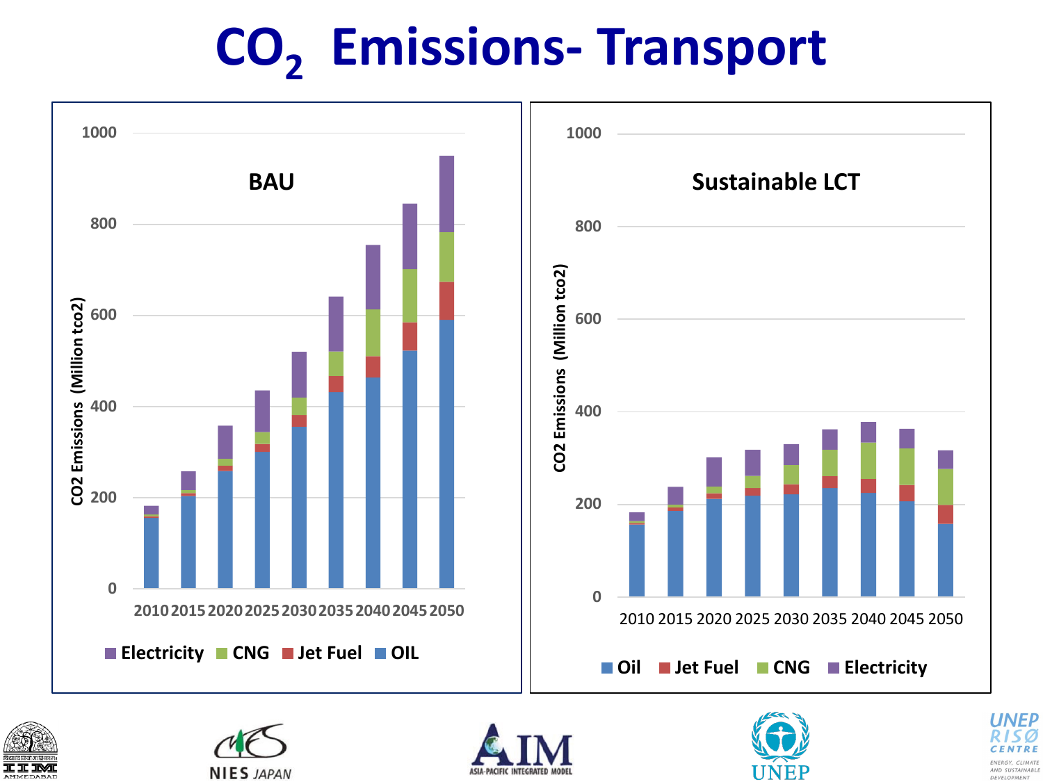# $CO_2$ Emissions- Transport

**BAU**

CO2 Emissions (Million tco2)

0, 200, 400, 600, 800, 1000

2010 2015 2020 2025 2030 2035 2040 2045 2050

Electricity, CNG, Jet Fuel, OIL

**Sustainable LCT**

CO2 Emissions (Million tco2)

0, 200, 400, 600, 800, 1000

2010 2015 2020 2025 2030 2035 2040 2045 2050

Oil, Jet Fuel, CNG, Electricity

IIM AHMEDABAD — NIES JAPAN — AIM ASIA-PACIFIC INTEGRATED MODEL — UNEP — UNEP RISØ CENTRE ENERGY, CLIMATE AND SUSTAINABLE DEVELOPMENT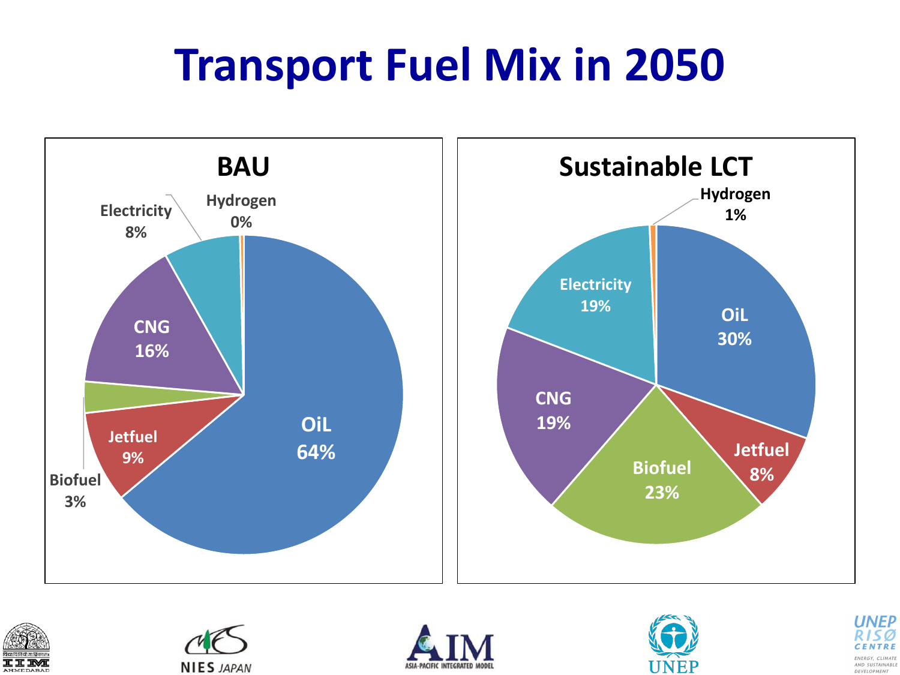# Transport Fuel Mix in 2050

## BAU

| Fuel | Share |
|---|---|
| OiL | 64% |
| Jetfuel | 9% |
| Biofuel | 3% |
| CNG | 16% |
| Electricity | 8% |
| Hydrogen | 0% |

## Sustainable LCT

| Fuel | Share |
|---|---|
| OiL | 30% |
| Jetfuel | 8% |
| Biofuel | 23% |
| CNG | 19% |
| Electricity | 19% |
| Hydrogen | 1% |

NIES JAPAN | AIM ASIA-PACIFIC INTEGRATED MODEL | UNEP | UNEP RISØ CENTRE ENERGY, CLIMATE AND SUSTAINABLE DEVELOPMENT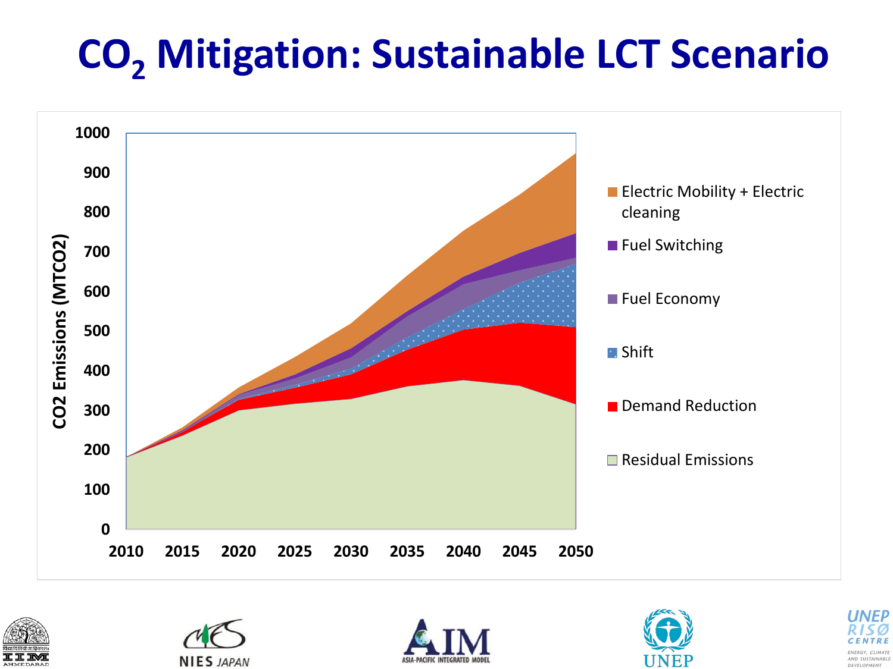# $CO_2$ Mitigation: Sustainable LCT Scenario

CO2 Emissions (MTCO2)

1000
900
800
700
600
500
400
300
200
100
0

2010 2015 2020 2025 2030 2035 2040 2045 2050

- Electric Mobility + Electric cleaning
- Fuel Switching
- Fuel Economy
- Shift
- Demand Reduction
- Residual Emissions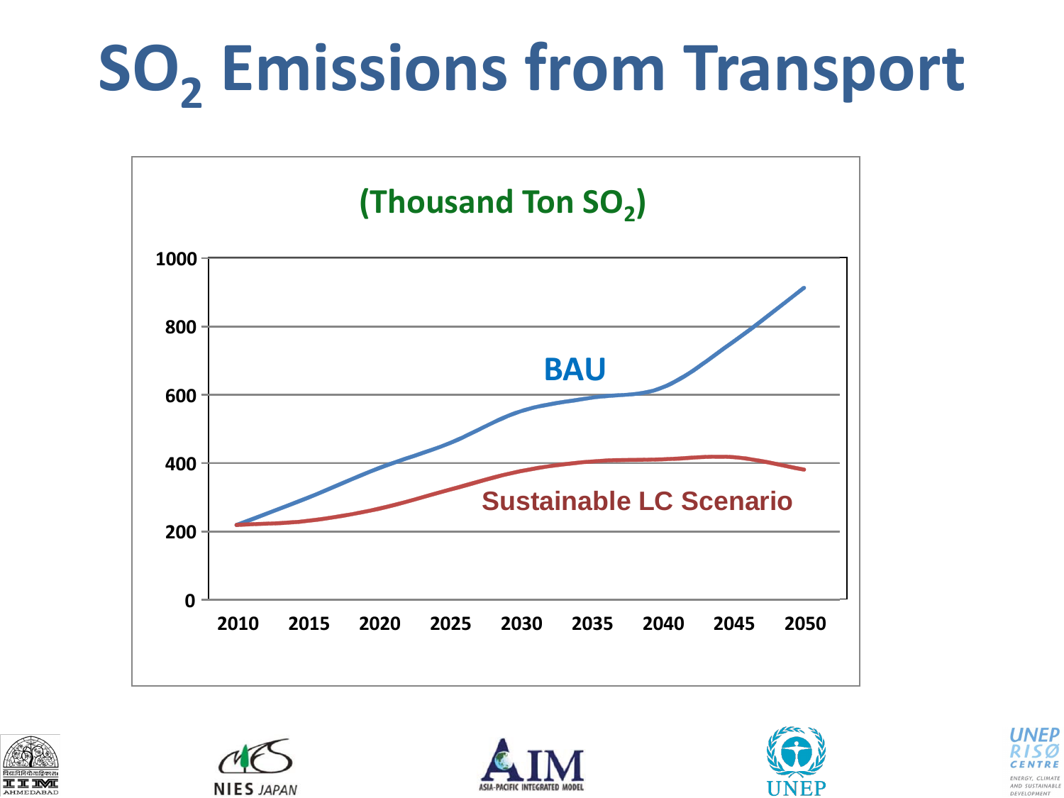# $SO_2$ Emissions from Transport

(Thousand Ton $SO_2$)

| Year | BAU | Sustainable LC Scenario |
|---|---|---|
| 2010 | 220 | 220 |
| 2050 | 910 | 380 |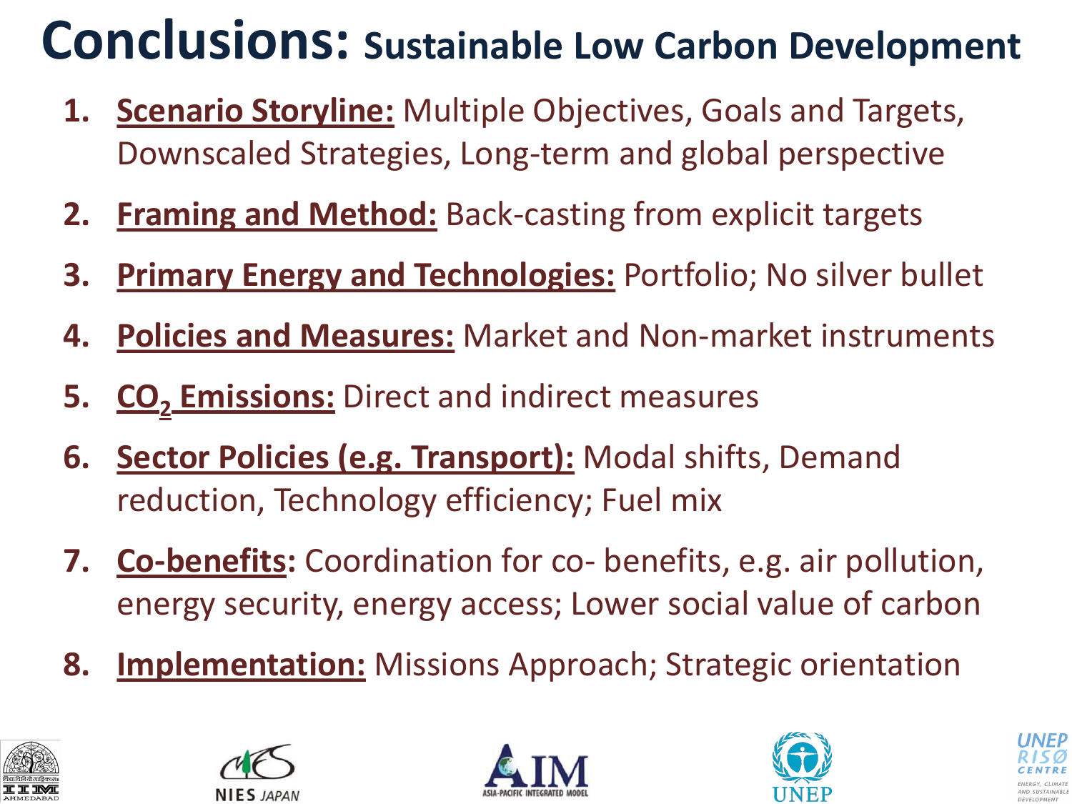# Conclusions: Sustainable Low Carbon Development

1. **Scenario Storyline:** Multiple Objectives, Goals and Targets, Downscaled Strategies, Long-term and global perspective
2. **Framing and Method:** Back-casting from explicit targets
3. **Primary Energy and Technologies:** Portfolio; No silver bullet
4. **Policies and Measures:** Market and Non-market instruments
5. **$CO_2$ Emissions:** Direct and indirect measures
6. **Sector Policies (e.g. Transport):** Modal shifts, Demand reduction, Technology efficiency; Fuel mix
7. **Co-benefits:** Coordination for co- benefits, e.g. air pollution, energy security, energy access; Lower social value of carbon
8. **Implementation:** Missions Approach; Strategic orientation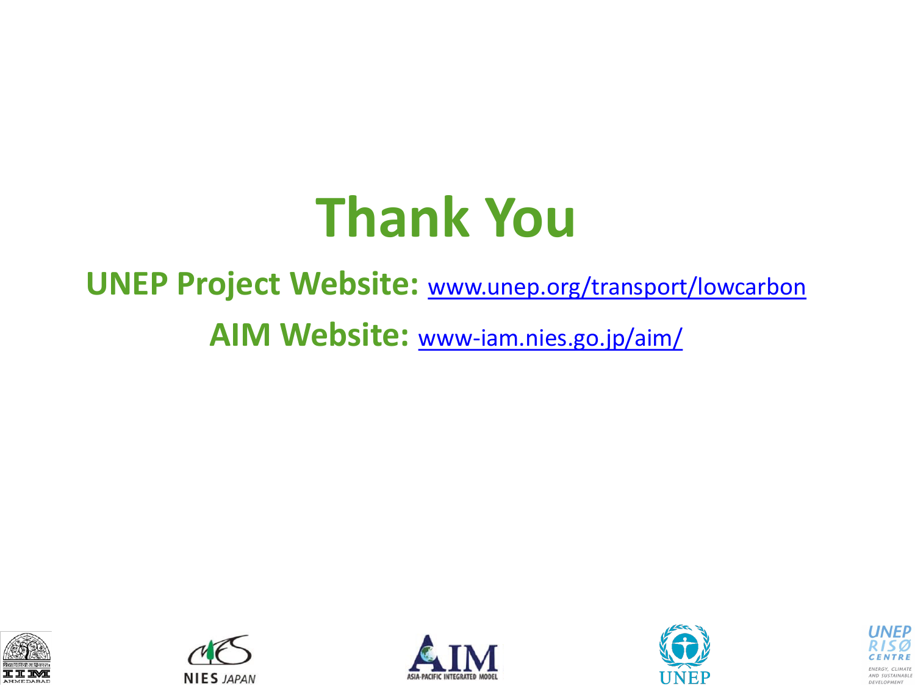# Thank You

**UNEP Project Website:** www.unep.org/transport/lowcarbon

**AIM Website:** www-iam.nies.go.jp/aim/